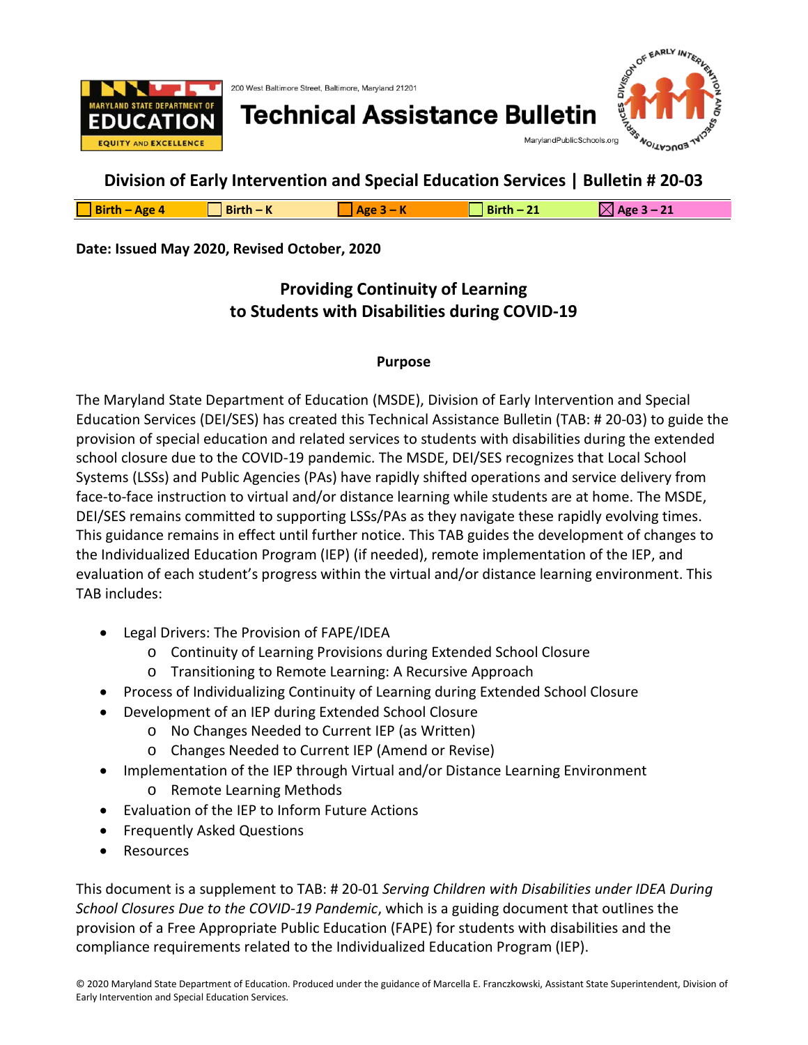MARYLAND STATE DEPARTMENT OF EDUCATION
EQUITY AND EXCELLENCE

200 West Baltimore Street, Baltimore, Maryland 21201

# Technical Assistance Bulletin

MarylandPublicSchools.org

## Division of Early Intervention and Special Education Services | Bulletin # 20-03

☐ Birth – Age 4 ☐ Birth – K ☐ Age 3 – K ☐ Birth – 21 ☒ Age 3 – 21

**Date: Issued May 2020, Revised October, 2020**

## Providing Continuity of Learning to Students with Disabilities during COVID-19

### Purpose

The Maryland State Department of Education (MSDE), Division of Early Intervention and Special Education Services (DEI/SES) has created this Technical Assistance Bulletin (TAB: # 20-03) to guide the provision of special education and related services to students with disabilities during the extended school closure due to the COVID-19 pandemic. The MSDE, DEI/SES recognizes that Local School Systems (LSSs) and Public Agencies (PAs) have rapidly shifted operations and service delivery from face-to-face instruction to virtual and/or distance learning while students are at home. The MSDE, DEI/SES remains committed to supporting LSSs/PAs as they navigate these rapidly evolving times. This guidance remains in effect until further notice. This TAB guides the development of changes to the Individualized Education Program (IEP) (if needed), remote implementation of the IEP, and evaluation of each student's progress within the virtual and/or distance learning environment. This TAB includes:

- Legal Drivers: The Provision of FAPE/IDEA
  - Continuity of Learning Provisions during Extended School Closure
  - Transitioning to Remote Learning: A Recursive Approach
- Process of Individualizing Continuity of Learning during Extended School Closure
- Development of an IEP during Extended School Closure
  - No Changes Needed to Current IEP (as Written)
  - Changes Needed to Current IEP (Amend or Revise)
- Implementation of the IEP through Virtual and/or Distance Learning Environment
  - Remote Learning Methods
- Evaluation of the IEP to Inform Future Actions
- Frequently Asked Questions
- Resources

This document is a supplement to TAB: # 20-01 *Serving Children with Disabilities under IDEA During School Closures Due to the COVID-19 Pandemic*, which is a guiding document that outlines the provision of a Free Appropriate Public Education (FAPE) for students with disabilities and the compliance requirements related to the Individualized Education Program (IEP).

© 2020 Maryland State Department of Education. Produced under the guidance of Marcella E. Franczkowski, Assistant State Superintendent, Division of Early Intervention and Special Education Services.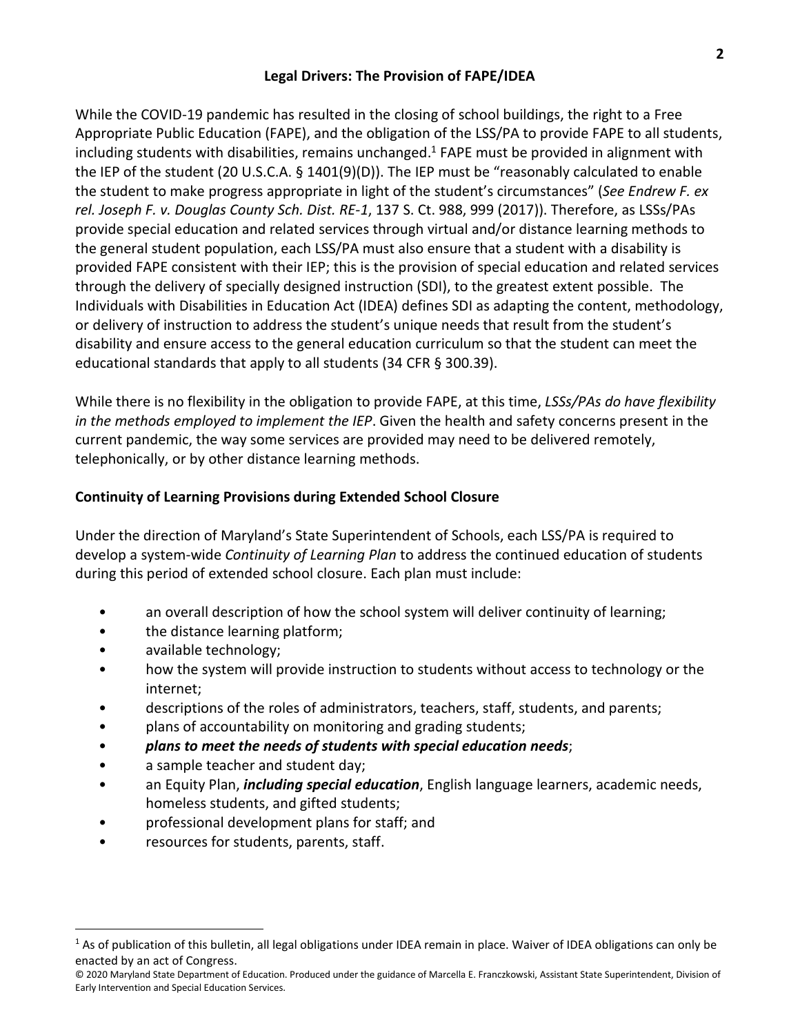## Legal Drivers: The Provision of FAPE/IDEA

While the COVID-19 pandemic has resulted in the closing of school buildings, the right to a Free Appropriate Public Education (FAPE), and the obligation of the LSS/PA to provide FAPE to all students, including students with disabilities, remains unchanged.[1] FAPE must be provided in alignment with the IEP of the student (20 U.S.C.A. § 1401(9)(D)). The IEP must be "reasonably calculated to enable the student to make progress appropriate in light of the student's circumstances" (*See Endrew F. ex rel. Joseph F. v. Douglas County Sch. Dist. RE-1*, 137 S. Ct. 988, 999 (2017)). Therefore, as LSSs/PAs provide special education and related services through virtual and/or distance learning methods to the general student population, each LSS/PA must also ensure that a student with a disability is provided FAPE consistent with their IEP; this is the provision of special education and related services through the delivery of specially designed instruction (SDI), to the greatest extent possible. The Individuals with Disabilities in Education Act (IDEA) defines SDI as adapting the content, methodology, or delivery of instruction to address the student's unique needs that result from the student's disability and ensure access to the general education curriculum so that the student can meet the educational standards that apply to all students (34 CFR § 300.39).

While there is no flexibility in the obligation to provide FAPE, at this time, *LSSs/PAs do have flexibility in the methods employed to implement the IEP*. Given the health and safety concerns present in the current pandemic, the way some services are provided may need to be delivered remotely, telephonically, or by other distance learning methods.

## Continuity of Learning Provisions during Extended School Closure

Under the direction of Maryland's State Superintendent of Schools, each LSS/PA is required to develop a system-wide *Continuity of Learning Plan* to address the continued education of students during this period of extended school closure. Each plan must include:

- an overall description of how the school system will deliver continuity of learning;
- the distance learning platform;
- available technology;
- how the system will provide instruction to students without access to technology or the internet;
- descriptions of the roles of administrators, teachers, staff, students, and parents;
- plans of accountability on monitoring and grading students;
- ***plans to meet the needs of students with special education needs***;
- a sample teacher and student day;
- an Equity Plan, ***including special education***, English language learners, academic needs, homeless students, and gifted students;
- professional development plans for staff; and
- resources for students, parents, staff.

---

[1] As of publication of this bulletin, all legal obligations under IDEA remain in place. Waiver of IDEA obligations can only be enacted by an act of Congress.

© 2020 Maryland State Department of Education. Produced under the guidance of Marcella E. Franczkowski, Assistant State Superintendent, Division of Early Intervention and Special Education Services.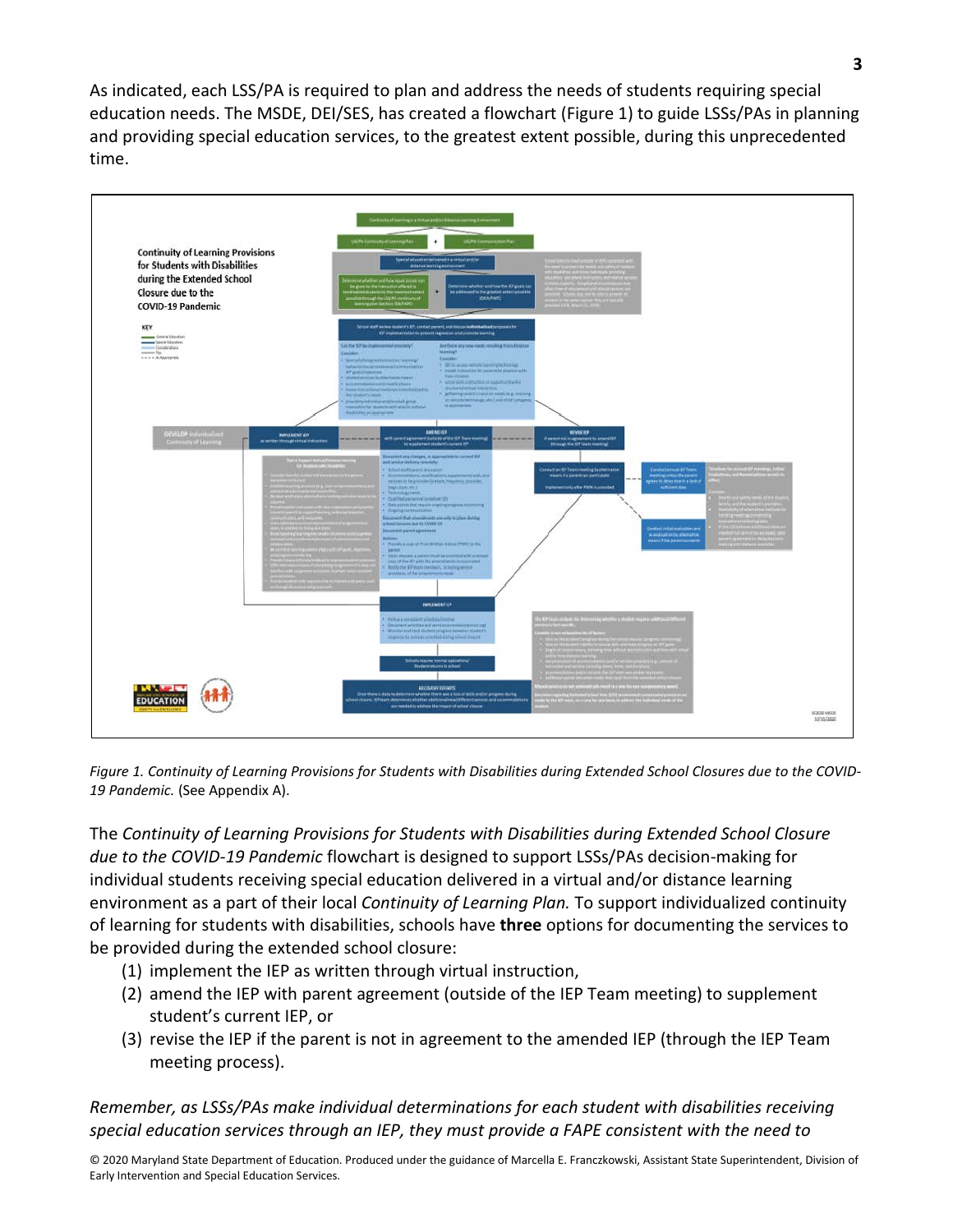As indicated, each LSS/PA is required to plan and address the needs of students requiring special education needs. The MSDE, DEI/SES, has created a flowchart (Figure 1) to guide LSSs/PAs in planning and providing special education services, to the greatest extent possible, during this unprecedented time.

*Figure 1. Continuity of Learning Provisions for Students with Disabilities during Extended School Closures due to the COVID-19 Pandemic.* (See Appendix A).

The *Continuity of Learning Provisions for Students with Disabilities during Extended School Closure due to the COVID-19 Pandemic* flowchart is designed to support LSSs/PAs decision-making for individual students receiving special education delivered in a virtual and/or distance learning environment as a part of their local *Continuity of Learning Plan.* To support individualized continuity of learning for students with disabilities, schools have **three** options for documenting the services to be provided during the extended school closure:

(1) implement the IEP as written through virtual instruction,
(2) amend the IEP with parent agreement (outside of the IEP Team meeting) to supplement student's current IEP, or
(3) revise the IEP if the parent is not in agreement to the amended IEP (through the IEP Team meeting process).

*Remember, as LSSs/PAs make individual determinations for each student with disabilities receiving special education services through an IEP, they must provide a FAPE consistent with the need to*

© 2020 Maryland State Department of Education. Produced under the guidance of Marcella E. Franczkowski, Assistant State Superintendent, Division of Early Intervention and Special Education Services.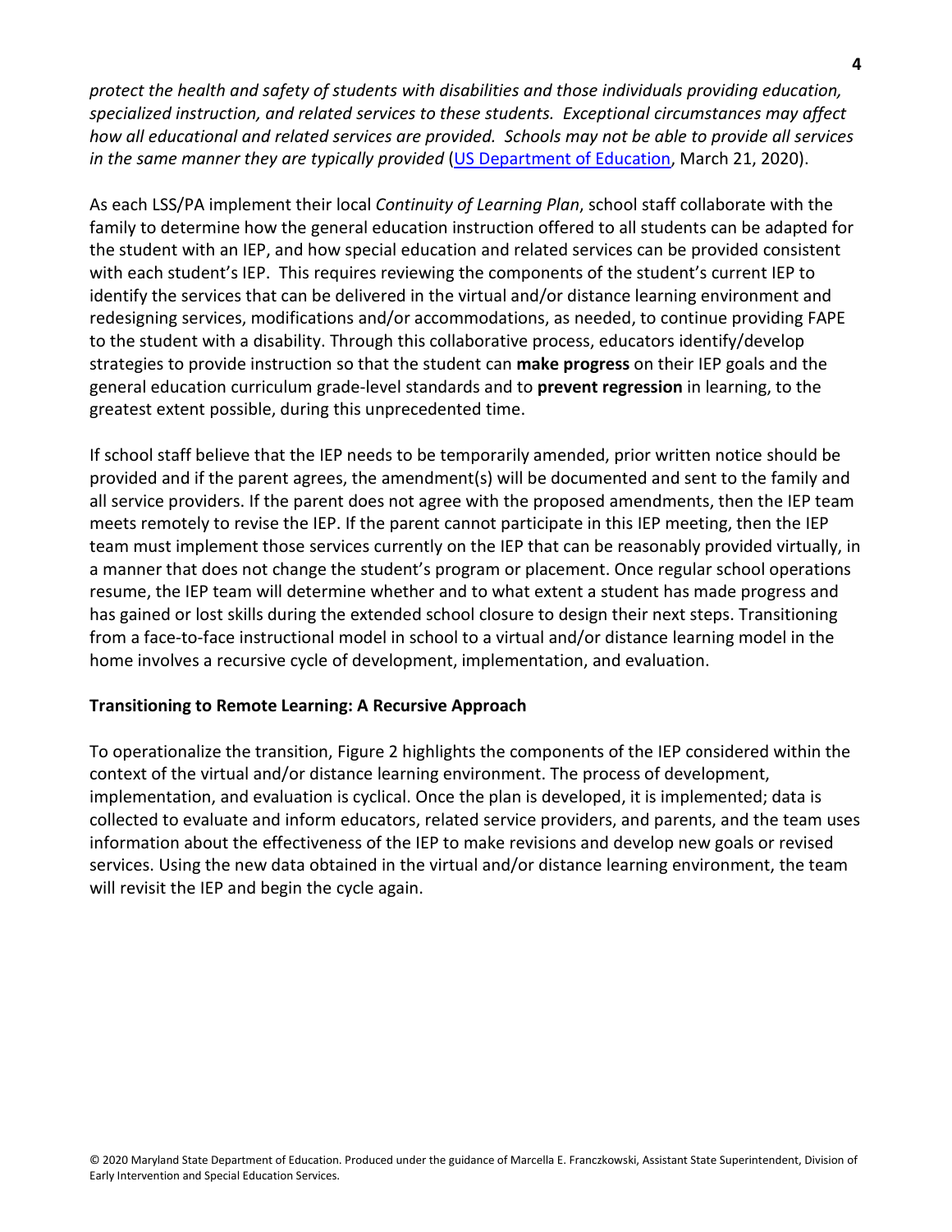*protect the health and safety of students with disabilities and those individuals providing education, specialized instruction, and related services to these students. Exceptional circumstances may affect how all educational and related services are provided. Schools may not be able to provide all services in the same manner they are typically provided* (US Department of Education, March 21, 2020).

As each LSS/PA implement their local *Continuity of Learning Plan*, school staff collaborate with the family to determine how the general education instruction offered to all students can be adapted for the student with an IEP, and how special education and related services can be provided consistent with each student's IEP. This requires reviewing the components of the student's current IEP to identify the services that can be delivered in the virtual and/or distance learning environment and redesigning services, modifications and/or accommodations, as needed, to continue providing FAPE to the student with a disability. Through this collaborative process, educators identify/develop strategies to provide instruction so that the student can **make progress** on their IEP goals and the general education curriculum grade-level standards and to **prevent regression** in learning, to the greatest extent possible, during this unprecedented time.

If school staff believe that the IEP needs to be temporarily amended, prior written notice should be provided and if the parent agrees, the amendment(s) will be documented and sent to the family and all service providers. If the parent does not agree with the proposed amendments, then the IEP team meets remotely to revise the IEP. If the parent cannot participate in this IEP meeting, then the IEP team must implement those services currently on the IEP that can be reasonably provided virtually, in a manner that does not change the student's program or placement. Once regular school operations resume, the IEP team will determine whether and to what extent a student has made progress and has gained or lost skills during the extended school closure to design their next steps. Transitioning from a face-to-face instructional model in school to a virtual and/or distance learning model in the home involves a recursive cycle of development, implementation, and evaluation.

**Transitioning to Remote Learning: A Recursive Approach**

To operationalize the transition, Figure 2 highlights the components of the IEP considered within the context of the virtual and/or distance learning environment. The process of development, implementation, and evaluation is cyclical. Once the plan is developed, it is implemented; data is collected to evaluate and inform educators, related service providers, and parents, and the team uses information about the effectiveness of the IEP to make revisions and develop new goals or revised services. Using the new data obtained in the virtual and/or distance learning environment, the team will revisit the IEP and begin the cycle again.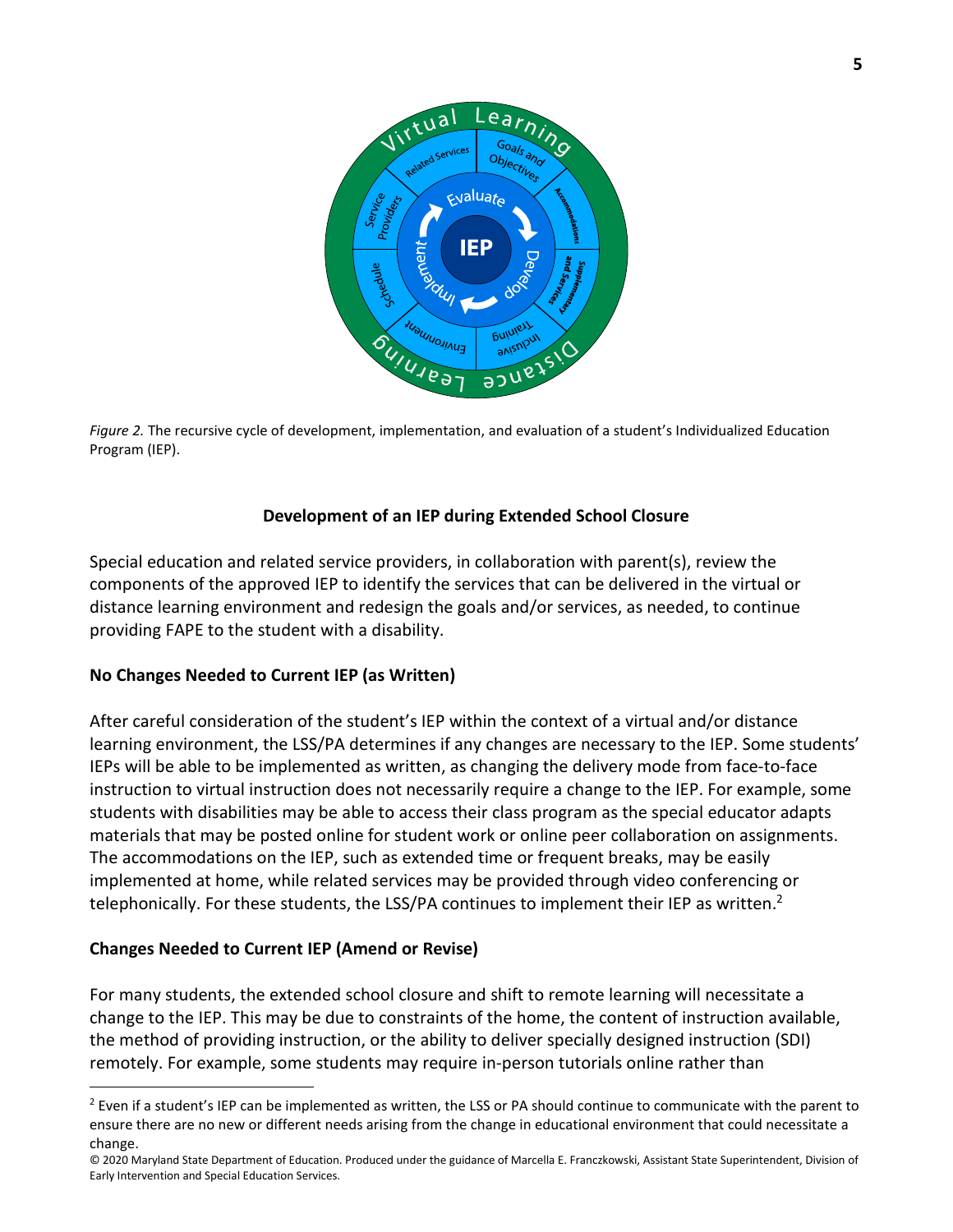*Figure 2.* The recursive cycle of development, implementation, and evaluation of a student's Individualized Education Program (IEP).

## Development of an IEP during Extended School Closure

Special education and related service providers, in collaboration with parent(s), review the components of the approved IEP to identify the services that can be delivered in the virtual or distance learning environment and redesign the goals and/or services, as needed, to continue providing FAPE to the student with a disability.

### No Changes Needed to Current IEP (as Written)

After careful consideration of the student's IEP within the context of a virtual and/or distance learning environment, the LSS/PA determines if any changes are necessary to the IEP. Some students' IEPs will be able to be implemented as written, as changing the delivery mode from face-to-face instruction to virtual instruction does not necessarily require a change to the IEP. For example, some students with disabilities may be able to access their class program as the special educator adapts materials that may be posted online for student work or online peer collaboration on assignments. The accommodations on the IEP, such as extended time or frequent breaks, may be easily implemented at home, while related services may be provided through video conferencing or telephonically. For these students, the LSS/PA continues to implement their IEP as written.[2]

### Changes Needed to Current IEP (Amend or Revise)

For many students, the extended school closure and shift to remote learning will necessitate a change to the IEP. This may be due to constraints of the home, the content of instruction available, the method of providing instruction, or the ability to deliver specially designed instruction (SDI) remotely. For example, some students may require in-person tutorials online rather than

[2] Even if a student's IEP can be implemented as written, the LSS or PA should continue to communicate with the parent to ensure there are no new or different needs arising from the change in educational environment that could necessitate a change.

© 2020 Maryland State Department of Education. Produced under the guidance of Marcella E. Franczkowski, Assistant State Superintendent, Division of Early Intervention and Special Education Services.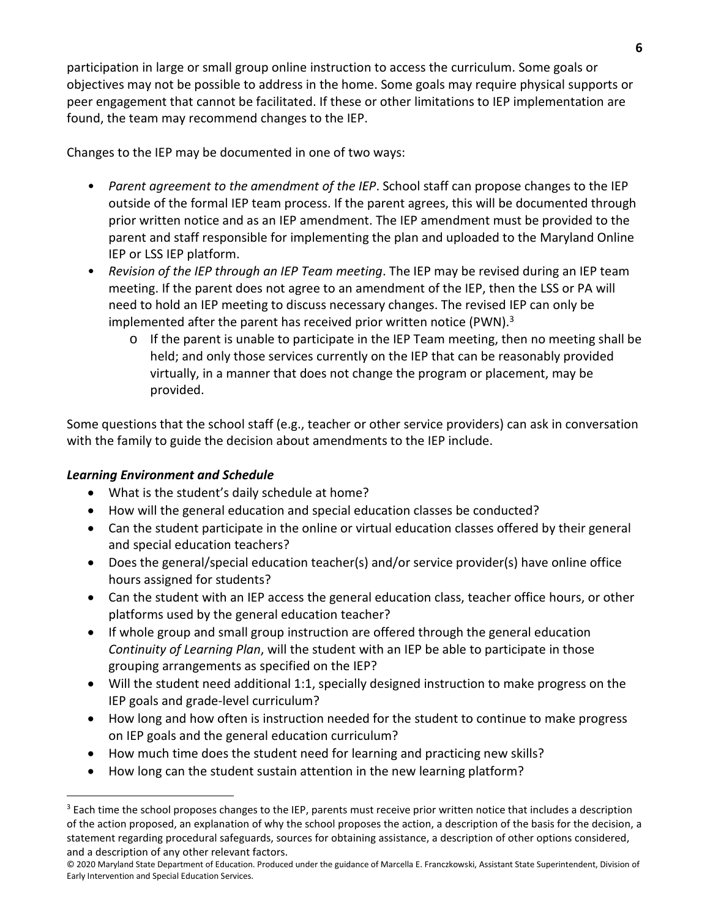participation in large or small group online instruction to access the curriculum. Some goals or objectives may not be possible to address in the home. Some goals may require physical supports or peer engagement that cannot be facilitated. If these or other limitations to IEP implementation are found, the team may recommend changes to the IEP.

Changes to the IEP may be documented in one of two ways:

- *Parent agreement to the amendment of the IEP*. School staff can propose changes to the IEP outside of the formal IEP team process. If the parent agrees, this will be documented through prior written notice and as an IEP amendment. The IEP amendment must be provided to the parent and staff responsible for implementing the plan and uploaded to the Maryland Online IEP or LSS IEP platform.
- *Revision of the IEP through an IEP Team meeting*. The IEP may be revised during an IEP team meeting. If the parent does not agree to an amendment of the IEP, then the LSS or PA will need to hold an IEP meeting to discuss necessary changes. The revised IEP can only be implemented after the parent has received prior written notice (PWN).[3]
    - If the parent is unable to participate in the IEP Team meeting, then no meeting shall be held; and only those services currently on the IEP that can be reasonably provided virtually, in a manner that does not change the program or placement, may be provided.

Some questions that the school staff (e.g., teacher or other service providers) can ask in conversation with the family to guide the decision about amendments to the IEP include.

### *Learning Environment and Schedule*

- What is the student's daily schedule at home?
- How will the general education and special education classes be conducted?
- Can the student participate in the online or virtual education classes offered by their general and special education teachers?
- Does the general/special education teacher(s) and/or service provider(s) have online office hours assigned for students?
- Can the student with an IEP access the general education class, teacher office hours, or other platforms used by the general education teacher?
- If whole group and small group instruction are offered through the general education *Continuity of Learning Plan*, will the student with an IEP be able to participate in those grouping arrangements as specified on the IEP?
- Will the student need additional 1:1, specially designed instruction to make progress on the IEP goals and grade-level curriculum?
- How long and how often is instruction needed for the student to continue to make progress on IEP goals and the general education curriculum?
- How much time does the student need for learning and practicing new skills?
- How long can the student sustain attention in the new learning platform?

[3] Each time the school proposes changes to the IEP, parents must receive prior written notice that includes a description of the action proposed, an explanation of why the school proposes the action, a description of the basis for the decision, a statement regarding procedural safeguards, sources for obtaining assistance, a description of other options considered, and a description of any other relevant factors.

© 2020 Maryland State Department of Education. Produced under the guidance of Marcella E. Franczkowski, Assistant State Superintendent, Division of Early Intervention and Special Education Services.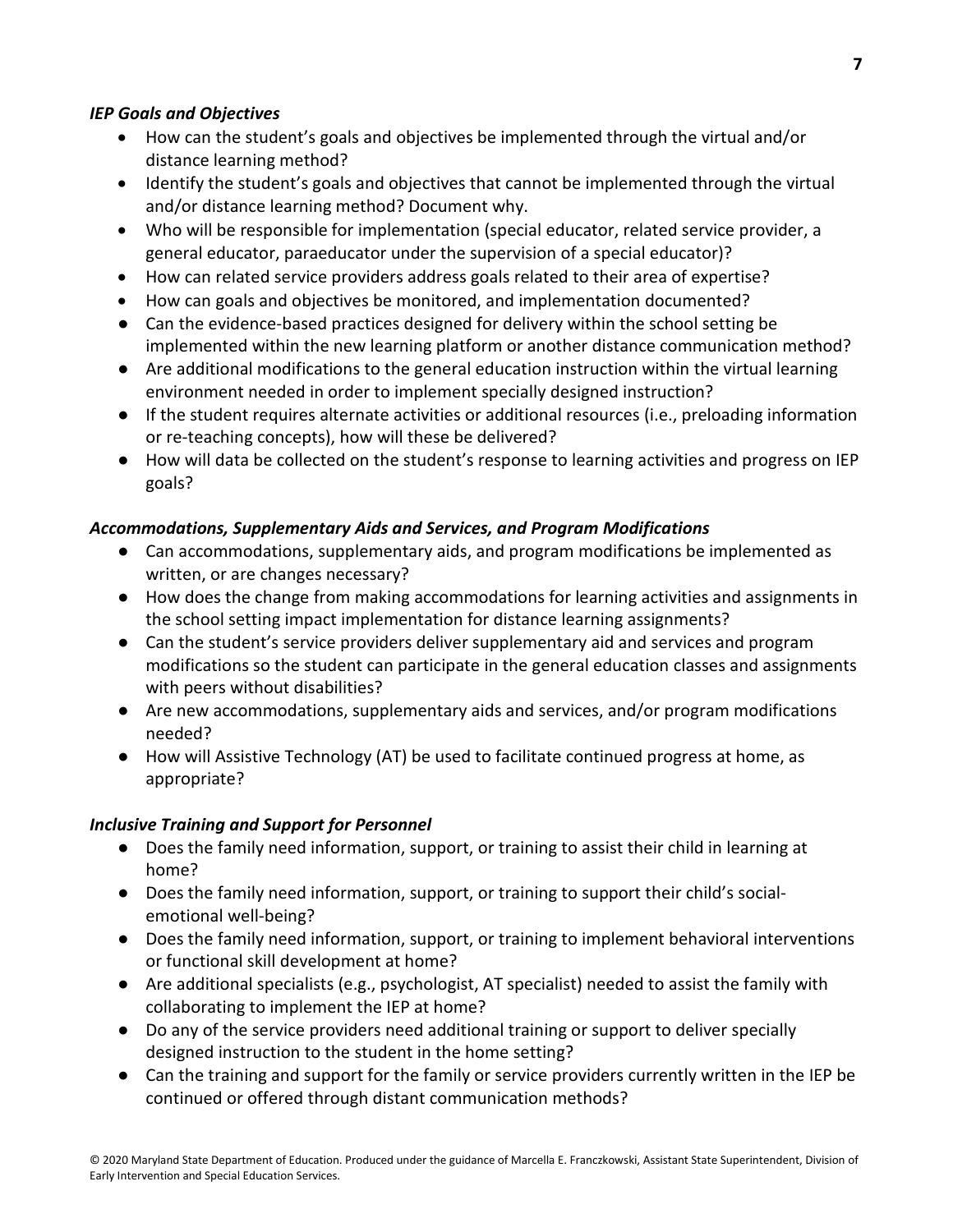### *IEP Goals and Objectives*

- How can the student's goals and objectives be implemented through the virtual and/or distance learning method?
- Identify the student's goals and objectives that cannot be implemented through the virtual and/or distance learning method? Document why.
- Who will be responsible for implementation (special educator, related service provider, a general educator, paraeducator under the supervision of a special educator)?
- How can related service providers address goals related to their area of expertise?
- How can goals and objectives be monitored, and implementation documented?
- Can the evidence-based practices designed for delivery within the school setting be implemented within the new learning platform or another distance communication method?
- Are additional modifications to the general education instruction within the virtual learning environment needed in order to implement specially designed instruction?
- If the student requires alternate activities or additional resources (i.e., preloading information or re-teaching concepts), how will these be delivered?
- How will data be collected on the student's response to learning activities and progress on IEP goals?

### *Accommodations, Supplementary Aids and Services, and Program Modifications*

- Can accommodations, supplementary aids, and program modifications be implemented as written, or are changes necessary?
- How does the change from making accommodations for learning activities and assignments in the school setting impact implementation for distance learning assignments?
- Can the student's service providers deliver supplementary aid and services and program modifications so the student can participate in the general education classes and assignments with peers without disabilities?
- Are new accommodations, supplementary aids and services, and/or program modifications needed?
- How will Assistive Technology (AT) be used to facilitate continued progress at home, as appropriate?

### *Inclusive Training and Support for Personnel*

- Does the family need information, support, or training to assist their child in learning at home?
- Does the family need information, support, or training to support their child's social-emotional well-being?
- Does the family need information, support, or training to implement behavioral interventions or functional skill development at home?
- Are additional specialists (e.g., psychologist, AT specialist) needed to assist the family with collaborating to implement the IEP at home?
- Do any of the service providers need additional training or support to deliver specially designed instruction to the student in the home setting?
- Can the training and support for the family or service providers currently written in the IEP be continued or offered through distant communication methods?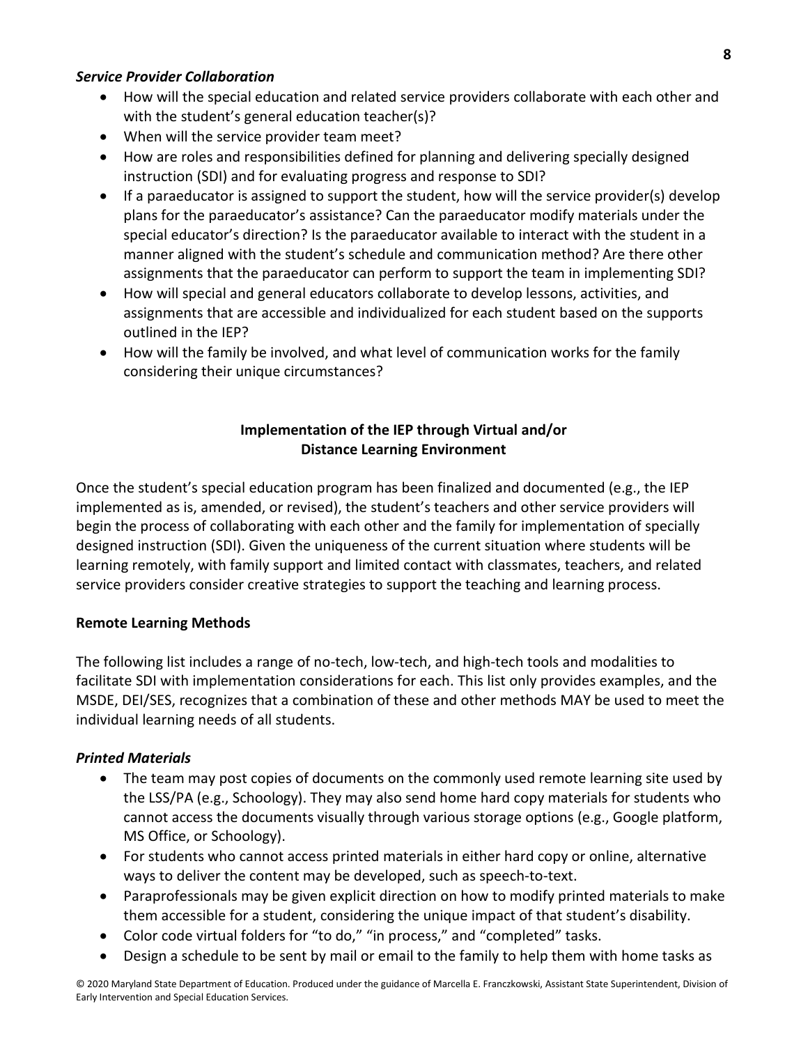***Service Provider Collaboration***

- How will the special education and related service providers collaborate with each other and with the student's general education teacher(s)?
- When will the service provider team meet?
- How are roles and responsibilities defined for planning and delivering specially designed instruction (SDI) and for evaluating progress and response to SDI?
- If a paraeducator is assigned to support the student, how will the service provider(s) develop plans for the paraeducator's assistance? Can the paraeducator modify materials under the special educator's direction? Is the paraeducator available to interact with the student in a manner aligned with the student's schedule and communication method? Are there other assignments that the paraeducator can perform to support the team in implementing SDI?
- How will special and general educators collaborate to develop lessons, activities, and assignments that are accessible and individualized for each student based on the supports outlined in the IEP?
- How will the family be involved, and what level of communication works for the family considering their unique circumstances?

## Implementation of the IEP through Virtual and/or Distance Learning Environment

Once the student's special education program has been finalized and documented (e.g., the IEP implemented as is, amended, or revised), the student's teachers and other service providers will begin the process of collaborating with each other and the family for implementation of specially designed instruction (SDI). Given the uniqueness of the current situation where students will be learning remotely, with family support and limited contact with classmates, teachers, and related service providers consider creative strategies to support the teaching and learning process.

**Remote Learning Methods**

The following list includes a range of no-tech, low-tech, and high-tech tools and modalities to facilitate SDI with implementation considerations for each. This list only provides examples, and the MSDE, DEI/SES, recognizes that a combination of these and other methods MAY be used to meet the individual learning needs of all students.

***Printed Materials***

- The team may post copies of documents on the commonly used remote learning site used by the LSS/PA (e.g., Schoology). They may also send home hard copy materials for students who cannot access the documents visually through various storage options (e.g., Google platform, MS Office, or Schoology).
- For students who cannot access printed materials in either hard copy or online, alternative ways to deliver the content may be developed, such as speech-to-text.
- Paraprofessionals may be given explicit direction on how to modify printed materials to make them accessible for a student, considering the unique impact of that student's disability.
- Color code virtual folders for "to do," "in process," and "completed" tasks.
- Design a schedule to be sent by mail or email to the family to help them with home tasks as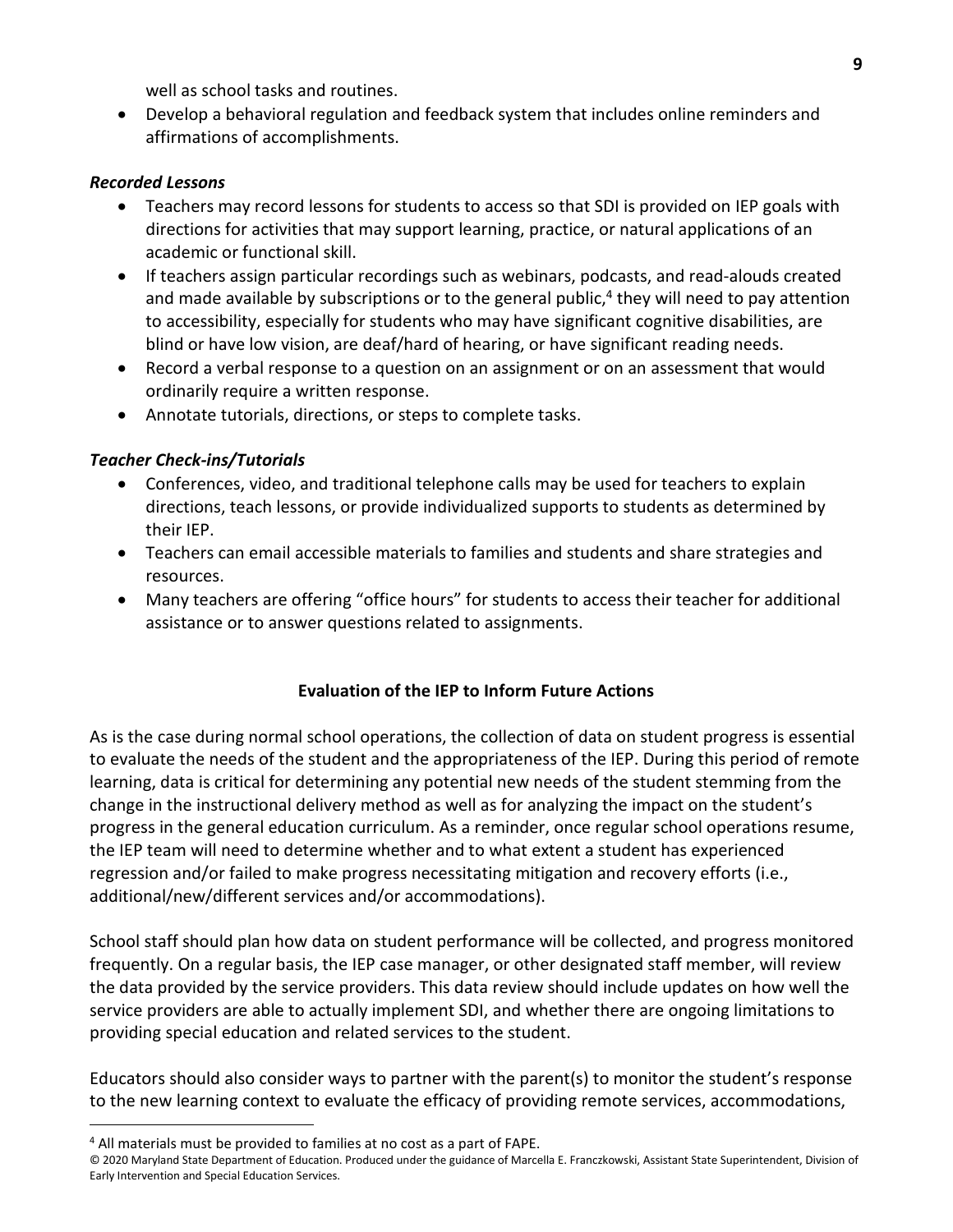well as school tasks and routines.

- Develop a behavioral regulation and feedback system that includes online reminders and affirmations of accomplishments.

### *Recorded Lessons*

- Teachers may record lessons for students to access so that SDI is provided on IEP goals with directions for activities that may support learning, practice, or natural applications of an academic or functional skill.
- If teachers assign particular recordings such as webinars, podcasts, and read-alouds created and made available by subscriptions or to the general public,[4] they will need to pay attention to accessibility, especially for students who may have significant cognitive disabilities, are blind or have low vision, are deaf/hard of hearing, or have significant reading needs.
- Record a verbal response to a question on an assignment or on an assessment that would ordinarily require a written response.
- Annotate tutorials, directions, or steps to complete tasks.

### *Teacher Check-ins/Tutorials*

- Conferences, video, and traditional telephone calls may be used for teachers to explain directions, teach lessons, or provide individualized supports to students as determined by their IEP.
- Teachers can email accessible materials to families and students and share strategies and resources.
- Many teachers are offering "office hours" for students to access their teacher for additional assistance or to answer questions related to assignments.

## Evaluation of the IEP to Inform Future Actions

As is the case during normal school operations, the collection of data on student progress is essential to evaluate the needs of the student and the appropriateness of the IEP. During this period of remote learning, data is critical for determining any potential new needs of the student stemming from the change in the instructional delivery method as well as for analyzing the impact on the student's progress in the general education curriculum. As a reminder, once regular school operations resume, the IEP team will need to determine whether and to what extent a student has experienced regression and/or failed to make progress necessitating mitigation and recovery efforts (i.e., additional/new/different services and/or accommodations).

School staff should plan how data on student performance will be collected, and progress monitored frequently. On a regular basis, the IEP case manager, or other designated staff member, will review the data provided by the service providers. This data review should include updates on how well the service providers are able to actually implement SDI, and whether there are ongoing limitations to providing special education and related services to the student.

Educators should also consider ways to partner with the parent(s) to monitor the student's response to the new learning context to evaluate the efficacy of providing remote services, accommodations,

[4] All materials must be provided to families at no cost as a part of FAPE.

© 2020 Maryland State Department of Education. Produced under the guidance of Marcella E. Franczkowski, Assistant State Superintendent, Division of Early Intervention and Special Education Services.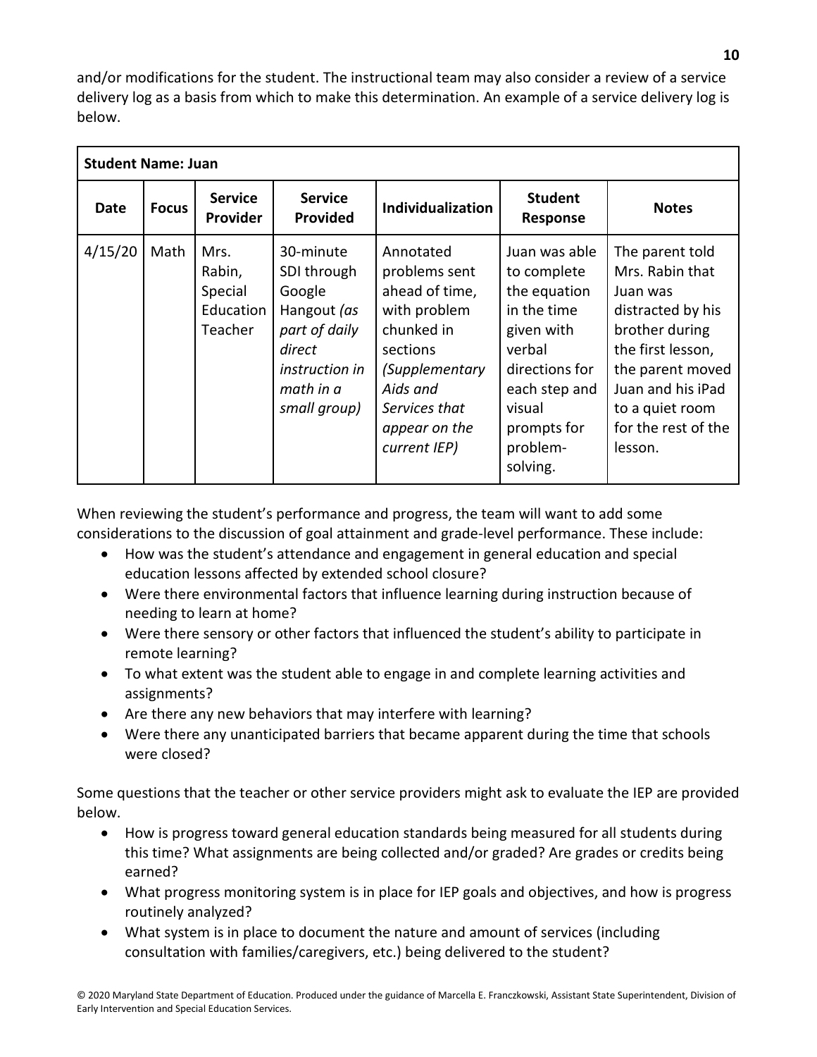and/or modifications for the student. The instructional team may also consider a review of a service delivery log as a basis from which to make this determination. An example of a service delivery log is below.

| **Student Name: Juan** | | | | | | |
|---|---|---|---|---|---|---|
| **Date** | **Focus** | **Service Provider** | **Service Provided** | **Individualization** | **Student Response** | **Notes** |
| 4/15/20 | Math | Mrs. Rabin, Special Education Teacher | 30-minute SDI through Google Hangout *(as part of daily direct instruction in math in a small group)* | Annotated problems sent ahead of time, with problem chunked in sections *(Supplementary Aids and Services that appear on the current IEP)* | Juan was able to complete the equation in the time given with verbal directions for each step and visual prompts for problem-solving. | The parent told Mrs. Rabin that Juan was distracted by his brother during the first lesson, the parent moved Juan and his iPad to a quiet room for the rest of the lesson. |

When reviewing the student's performance and progress, the team will want to add some considerations to the discussion of goal attainment and grade-level performance. These include:

- How was the student's attendance and engagement in general education and special education lessons affected by extended school closure?
- Were there environmental factors that influence learning during instruction because of needing to learn at home?
- Were there sensory or other factors that influenced the student's ability to participate in remote learning?
- To what extent was the student able to engage in and complete learning activities and assignments?
- Are there any new behaviors that may interfere with learning?
- Were there any unanticipated barriers that became apparent during the time that schools were closed?

Some questions that the teacher or other service providers might ask to evaluate the IEP are provided below.

- How is progress toward general education standards being measured for all students during this time? What assignments are being collected and/or graded? Are grades or credits being earned?
- What progress monitoring system is in place for IEP goals and objectives, and how is progress routinely analyzed?
- What system is in place to document the nature and amount of services (including consultation with families/caregivers, etc.) being delivered to the student?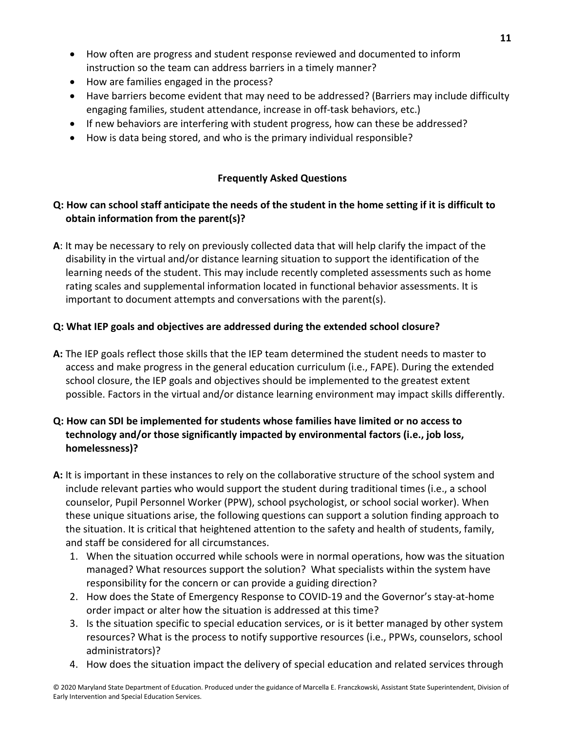- How often are progress and student response reviewed and documented to inform instruction so the team can address barriers in a timely manner?
- How are families engaged in the process?
- Have barriers become evident that may need to be addressed? (Barriers may include difficulty engaging families, student attendance, increase in off-task behaviors, etc.)
- If new behaviors are interfering with student progress, how can these be addressed?
- How is data being stored, and who is the primary individual responsible?

## Frequently Asked Questions

**Q: How can school staff anticipate the needs of the student in the home setting if it is difficult to obtain information from the parent(s)?**

**A**: It may be necessary to rely on previously collected data that will help clarify the impact of the disability in the virtual and/or distance learning situation to support the identification of the learning needs of the student. This may include recently completed assessments such as home rating scales and supplemental information located in functional behavior assessments. It is important to document attempts and conversations with the parent(s).

**Q: What IEP goals and objectives are addressed during the extended school closure?**

**A:** The IEP goals reflect those skills that the IEP team determined the student needs to master to access and make progress in the general education curriculum (i.e., FAPE). During the extended school closure, the IEP goals and objectives should be implemented to the greatest extent possible. Factors in the virtual and/or distance learning environment may impact skills differently.

**Q: How can SDI be implemented for students whose families have limited or no access to technology and/or those significantly impacted by environmental factors (i.e., job loss, homelessness)?**

**A:** It is important in these instances to rely on the collaborative structure of the school system and include relevant parties who would support the student during traditional times (i.e., a school counselor, Pupil Personnel Worker (PPW), school psychologist, or school social worker). When these unique situations arise, the following questions can support a solution finding approach to the situation. It is critical that heightened attention to the safety and health of students, family, and staff be considered for all circumstances.

1. When the situation occurred while schools were in normal operations, how was the situation managed? What resources support the solution? What specialists within the system have responsibility for the concern or can provide a guiding direction?
2. How does the State of Emergency Response to COVID-19 and the Governor's stay-at-home order impact or alter how the situation is addressed at this time?
3. Is the situation specific to special education services, or is it better managed by other system resources? What is the process to notify supportive resources (i.e., PPWs, counselors, school administrators)?
4. How does the situation impact the delivery of special education and related services through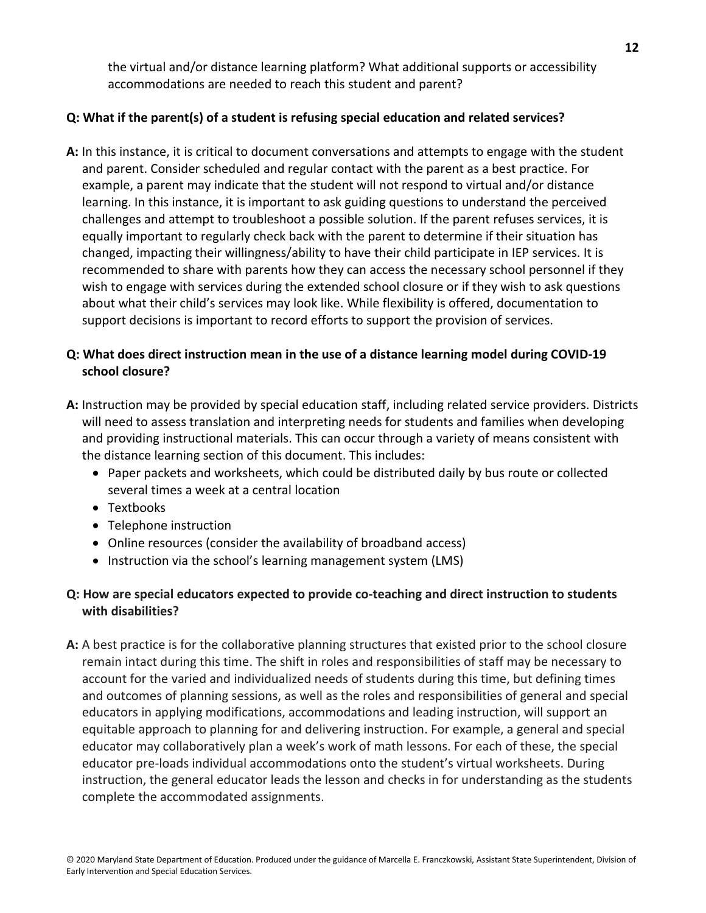the virtual and/or distance learning platform? What additional supports or accessibility accommodations are needed to reach this student and parent?

**Q: What if the parent(s) of a student is refusing special education and related services?**

**A:** In this instance, it is critical to document conversations and attempts to engage with the student and parent. Consider scheduled and regular contact with the parent as a best practice. For example, a parent may indicate that the student will not respond to virtual and/or distance learning. In this instance, it is important to ask guiding questions to understand the perceived challenges and attempt to troubleshoot a possible solution. If the parent refuses services, it is equally important to regularly check back with the parent to determine if their situation has changed, impacting their willingness/ability to have their child participate in IEP services. It is recommended to share with parents how they can access the necessary school personnel if they wish to engage with services during the extended school closure or if they wish to ask questions about what their child's services may look like. While flexibility is offered, documentation to support decisions is important to record efforts to support the provision of services.

**Q: What does direct instruction mean in the use of a distance learning model during COVID-19 school closure?**

**A:** Instruction may be provided by special education staff, including related service providers. Districts will need to assess translation and interpreting needs for students and families when developing and providing instructional materials. This can occur through a variety of means consistent with the distance learning section of this document. This includes:

- Paper packets and worksheets, which could be distributed daily by bus route or collected several times a week at a central location
- Textbooks
- Telephone instruction
- Online resources (consider the availability of broadband access)
- Instruction via the school's learning management system (LMS)

**Q: How are special educators expected to provide co-teaching and direct instruction to students with disabilities?**

**A:** A best practice is for the collaborative planning structures that existed prior to the school closure remain intact during this time. The shift in roles and responsibilities of staff may be necessary to account for the varied and individualized needs of students during this time, but defining times and outcomes of planning sessions, as well as the roles and responsibilities of general and special educators in applying modifications, accommodations and leading instruction, will support an equitable approach to planning for and delivering instruction. For example, a general and special educator may collaboratively plan a week's work of math lessons. For each of these, the special educator pre-loads individual accommodations onto the student's virtual worksheets. During instruction, the general educator leads the lesson and checks in for understanding as the students complete the accommodated assignments.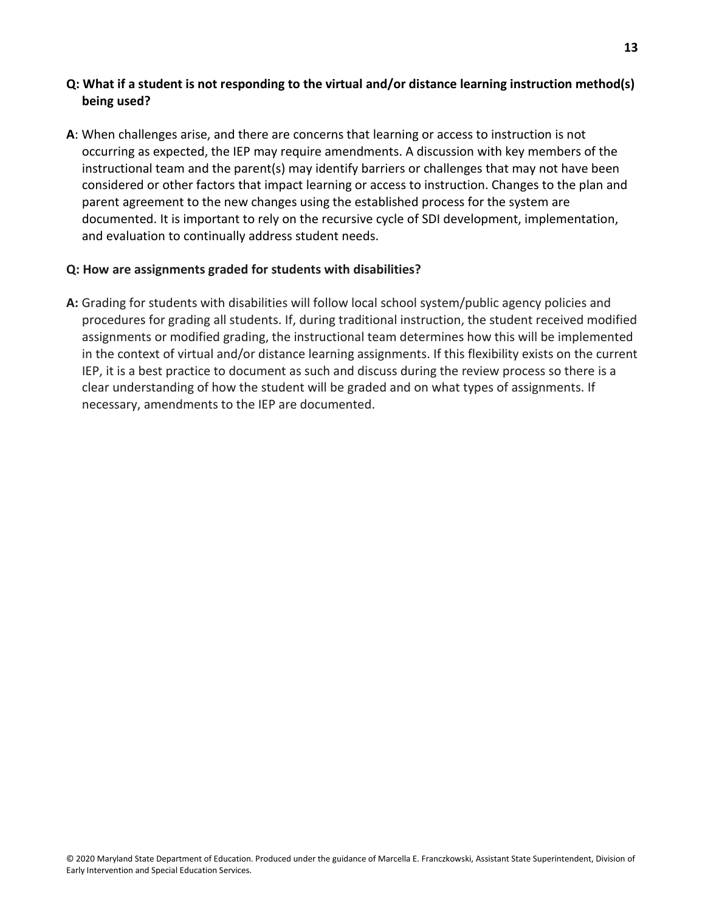**Q: What if a student is not responding to the virtual and/or distance learning instruction method(s) being used?**

**A**: When challenges arise, and there are concerns that learning or access to instruction is not occurring as expected, the IEP may require amendments. A discussion with key members of the instructional team and the parent(s) may identify barriers or challenges that may not have been considered or other factors that impact learning or access to instruction. Changes to the plan and parent agreement to the new changes using the established process for the system are documented. It is important to rely on the recursive cycle of SDI development, implementation, and evaluation to continually address student needs.

**Q: How are assignments graded for students with disabilities?**

**A:** Grading for students with disabilities will follow local school system/public agency policies and procedures for grading all students. If, during traditional instruction, the student received modified assignments or modified grading, the instructional team determines how this will be implemented in the context of virtual and/or distance learning assignments. If this flexibility exists on the current IEP, it is a best practice to document as such and discuss during the review process so there is a clear understanding of how the student will be graded and on what types of assignments. If necessary, amendments to the IEP are documented.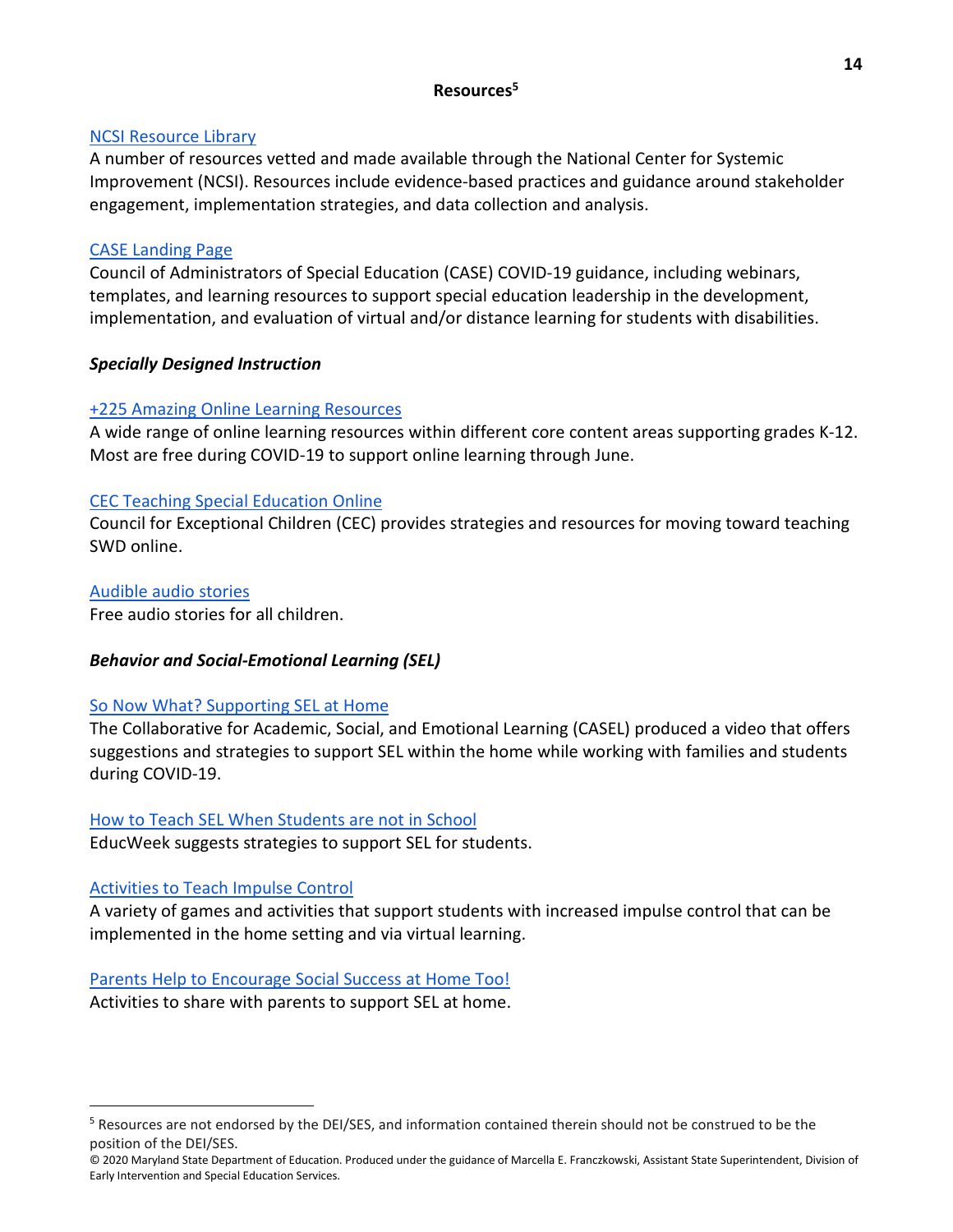## Resources[5]

NCSI Resource Library
A number of resources vetted and made available through the National Center for Systemic Improvement (NCSI). Resources include evidence-based practices and guidance around stakeholder engagement, implementation strategies, and data collection and analysis.

CASE Landing Page
Council of Administrators of Special Education (CASE) COVID-19 guidance, including webinars, templates, and learning resources to support special education leadership in the development, implementation, and evaluation of virtual and/or distance learning for students with disabilities.

### *Specially Designed Instruction*

+225 Amazing Online Learning Resources
A wide range of online learning resources within different core content areas supporting grades K-12. Most are free during COVID-19 to support online learning through June.

CEC Teaching Special Education Online
Council for Exceptional Children (CEC) provides strategies and resources for moving toward teaching SWD online.

Audible audio stories
Free audio stories for all children.

### *Behavior and Social-Emotional Learning (SEL)*

So Now What? Supporting SEL at Home
The Collaborative for Academic, Social, and Emotional Learning (CASEL) produced a video that offers suggestions and strategies to support SEL within the home while working with families and students during COVID-19.

How to Teach SEL When Students are not in School
EducWeek suggests strategies to support SEL for students.

Activities to Teach Impulse Control
A variety of games and activities that support students with increased impulse control that can be implemented in the home setting and via virtual learning.

Parents Help to Encourage Social Success at Home Too!
Activities to share with parents to support SEL at home.

---

[5] Resources are not endorsed by the DEI/SES, and information contained therein should not be construed to be the position of the DEI/SES.

© 2020 Maryland State Department of Education. Produced under the guidance of Marcella E. Franczkowski, Assistant State Superintendent, Division of Early Intervention and Special Education Services.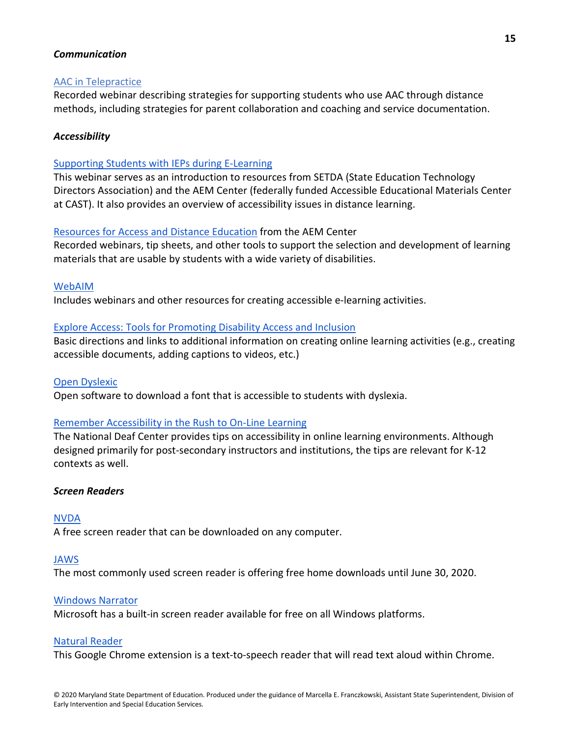***Communication***

AAC in Telepractice
Recorded webinar describing strategies for supporting students who use AAC through distance methods, including strategies for parent collaboration and coaching and service documentation.

***Accessibility***

Supporting Students with IEPs during E-Learning
This webinar serves as an introduction to resources from SETDA (State Education Technology Directors Association) and the AEM Center (federally funded Accessible Educational Materials Center at CAST). It also provides an overview of accessibility issues in distance learning.

Resources for Access and Distance Education from the AEM Center
Recorded webinars, tip sheets, and other tools to support the selection and development of learning materials that are usable by students with a wide variety of disabilities.

WebAIM
Includes webinars and other resources for creating accessible e-learning activities.

Explore Access: Tools for Promoting Disability Access and Inclusion
Basic directions and links to additional information on creating online learning activities (e.g., creating accessible documents, adding captions to videos, etc.)

Open Dyslexic
Open software to download a font that is accessible to students with dyslexia.

Remember Accessibility in the Rush to On-Line Learning
The National Deaf Center provides tips on accessibility in online learning environments. Although designed primarily for post-secondary instructors and institutions, the tips are relevant for K-12 contexts as well.

***Screen Readers***

NVDA
A free screen reader that can be downloaded on any computer.

JAWS
The most commonly used screen reader is offering free home downloads until June 30, 2020.

Windows Narrator
Microsoft has a built-in screen reader available for free on all Windows platforms.

Natural Reader
This Google Chrome extension is a text-to-speech reader that will read text aloud within Chrome.

© 2020 Maryland State Department of Education. Produced under the guidance of Marcella E. Franczkowski, Assistant State Superintendent, Division of Early Intervention and Special Education Services.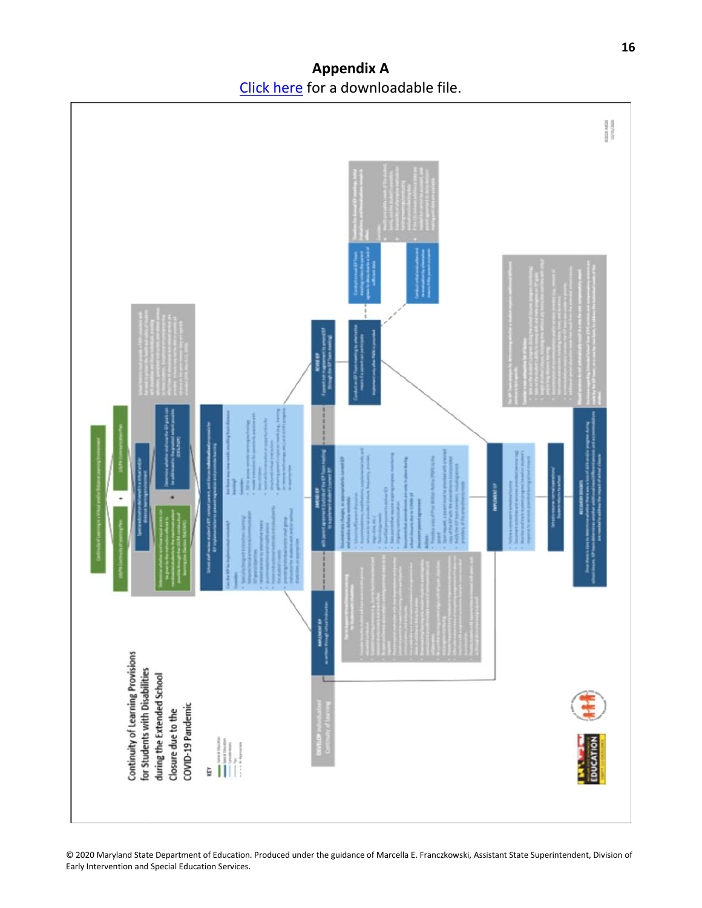# Appendix A

Click here for a downloadable file.

Continuity of Learning Provisions for Students with Disabilities during the Extended School Closure due to the COVID-19 Pandemic

© 2020 Maryland State Department of Education. Produced under the guidance of Marcella E. Franczkowski, Assistant State Superintendent, Division of Early Intervention and Special Education Services.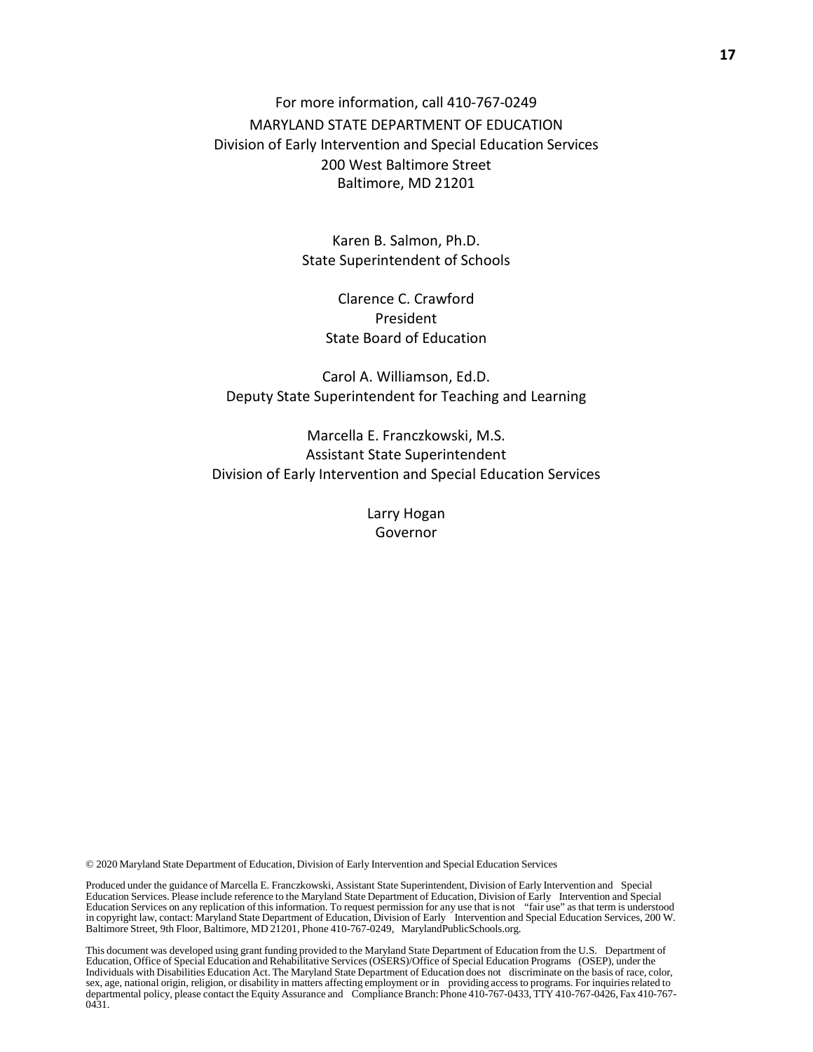For more information, call 410-767-0249

MARYLAND STATE DEPARTMENT OF EDUCATION

Division of Early Intervention and Special Education Services

200 West Baltimore Street

Baltimore, MD 21201

Karen B. Salmon, Ph.D.

State Superintendent of Schools

Clarence C. Crawford

President

State Board of Education

Carol A. Williamson, Ed.D.

Deputy State Superintendent for Teaching and Learning

Marcella E. Franczkowski, M.S.

Assistant State Superintendent

Division of Early Intervention and Special Education Services

Larry Hogan

Governor

© 2020 Maryland State Department of Education, Division of Early Intervention and Special Education Services

Produced under the guidance of Marcella E. Franczkowski, Assistant State Superintendent, Division of Early Intervention and Special Education Services. Please include reference to the Maryland State Department of Education, Division of Early Intervention and Special Education Services on any replication of this information. To request permission for any use that is not "fair use" as that term is understood in copyright law, contact: Maryland State Department of Education, Division of Early Intervention and Special Education Services, 200 W. Baltimore Street, 9th Floor, Baltimore, MD 21201, Phone 410-767-0249, MarylandPublicSchools.org.

This document was developed using grant funding provided to the Maryland State Department of Education from the U.S. Department of Education, Office of Special Education and Rehabilitative Services (OSERS)/Office of Special Education Programs (OSEP), under the Individuals with Disabilities Education Act. The Maryland State Department of Education does not discriminate on the basis of race, color, sex, age, national origin, religion, or disability in matters affecting employment or in providing access to programs. For inquiries related to departmental policy, please contact the Equity Assurance and Compliance Branch: Phone 410-767-0433, TTY 410-767-0426, Fax 410-767-0431.